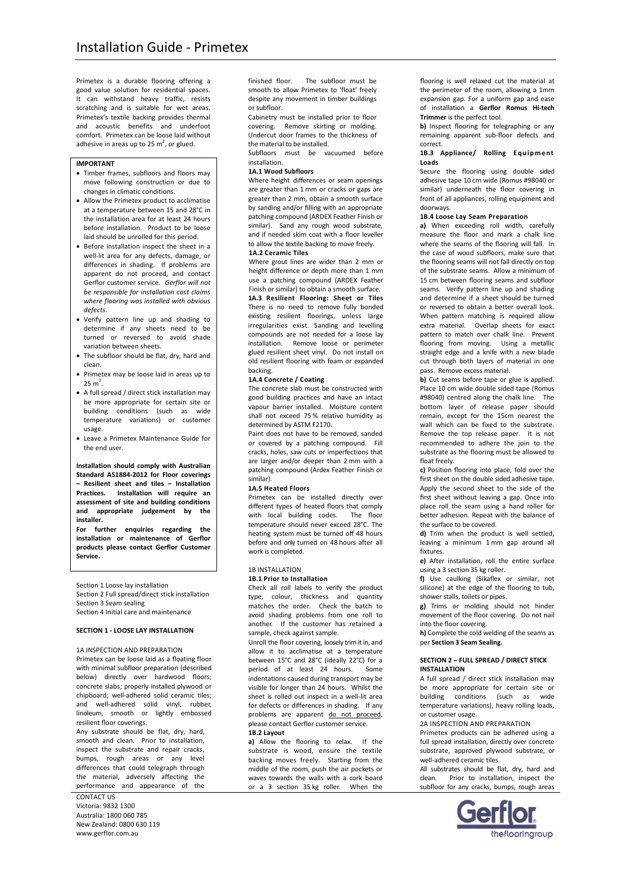# Installation Guide - Primetex

Primetex is a durable flooring offering a good value solution for residential spaces. It can withstand heavy traffic, resists scratching and is suitable for wet areas. Primetex's textile backing provides thermal and acoustic benefits and underfoot comfort. Primetex can be loose laid without adhesive in areas up to 25 m$^2$, or glued.

**IMPORTANT**

- Timber frames, subfloors and floors may move following construction or due to changes in climatic conditions.
- Allow the Primetex product to acclimatise at a temperature between 15 and 28°C in the installation area for at least 24 hours before installation. Product to be loose laid should be unrolled for this period.
- Before installation inspect the sheet in a well-lit area for any defects, damage, or differences in shading. If problems are apparent do not proceed, and contact Gerflor customer service. *Gerflor will not be responsible for installation cost claims where flooring was installed with obvious defects.*
- Verify pattern line up and shading to determine if any sheets need to be turned or reversed to avoid shade variation between sheets.
- The subfloor should be flat, dry, hard and clean.
- Primetex may be loose laid in areas up to 25 m$^2$.
- A full spread / direct stick installation may be more appropriate for certain site or building conditions (such as wide temperature variations) or customer usage.
- Leave a Primetex Maintenance Guide for the end user.

**Installation should comply with Australian Standard AS1884-2012 for Floor coverings – Resilient sheet and tiles – Installation Practices. Installation will require an assessment of site and building conditions and appropriate judgement by the installer.**

**For further enquiries regarding the installation or maintenance of Gerflor products please contact Gerflor Customer Service.**

Section 1 Loose lay installation
Section 2 Full spread/direct stick installation
Section 3 Seam sealing
Section 4 Initial care and maintenance

## SECTION 1 - LOOSE LAY INSTALLATION

### 1A INSPECTION AND PREPARATION

Primetex can be loose laid as a floating floor with minimal subfloor preparation (described below) directly over hardwood floors; concrete slabs; properly installed plywood or chipboard; well-adhered solid ceramic tiles; and well-adhered solid vinyl, rubber, linoleum, smooth or lightly embossed resilient floor coverings.

Any substrate should be flat, dry, hard, smooth and clean. Prior to installation, inspect the substrate and repair cracks, bumps, rough areas or any level differences that could telegraph through the material, adversely affecting the performance and appearance of the finished floor. The subfloor must be smooth to allow Primetex to 'float' freely despite any movement in timber buildings or subfloor.

Cabinetry must be installed prior to floor covering. Remove skirting or molding. Undercut door frames to the thickness of the material to be installed.

Subfloors must be vacuumed before installation.

**1A.1 Wood Subfloors**

Where height differences or seam openings are greater than 1 mm or cracks or gaps are greater than 2 mm, obtain a smooth surface by sanding and/or filling with an appropriate patching compound (ARDEX Feather Finish or similar). Sand any rough wood substrate, and if needed skim coat with a floor leveller to allow the textile backing to move freely.

**1A.2 Ceramic Tiles**

Where grout lines are wider than 2 mm or height difference or depth more than 1 mm use a patching compound (ARDEX Feather Finish or similar) to obtain a smooth surface.

**1A.3 Resilient Flooring: Sheet or Tiles**

There is no need to remove fully bonded existing resilient floorings, unless large irregularities exist. Sanding and levelling compounds are not needed for a loose lay installation. Remove loose or perimeter glued resilient sheet vinyl. Do not install on old resilient flooring with foam or expanded backing.

**1A.4 Concrete / Coating**

The concrete slab must be constructed with good building practices and have an intact vapour barrier installed. Moisture content shall not exceed 75 % relative humidity as determined by ASTM F2170.

Paint does not have to be removed, sanded or covered by a patching compound. Fill cracks, holes, saw cuts or imperfections that are larger and/or deeper than 2 mm with a patching compound (Ardex Feather Finish or similar).

**1A.5 Heated Floors**

Primetex can be installed directly over different types of heated floors that comply with local building codes. The floor temperature should never exceed 28°C. The heating system must be turned off 48 hours before and only turned on 48 hours after all work is completed.

### 1B INSTALLATION

**1B.1 Prior to Installation**

Check all roll labels to verify the product type, colour, thickness and quantity matches the order. Check the batch to avoid shading problems from one roll to another. If the customer has retained a sample, check against sample.

Unroll the floor covering, loosely trim it in, and allow it to acclimatise at a temperature between 15°C and 28°C (ideally 22°C) for a period of at least 24 hours. Some indentations caused during transport may be visible for longer than 24 hours. Whilst the sheet is rolled out inspect in a well-lit area for defects or differences in shading. If any problems are apparent do not proceed, please contact Gerflor customer service.

**1B.2 Layout**

**a)** Allow the flooring to relax. If the substrate is wood, ensure the textile backing moves freely. Starting from the middle of the room, push the air pockets or waves towards the walls with a cork board or a 3 section 35 kg roller. When the flooring is well relaxed cut the material at the perimeter of the room, allowing a 1mm expansion gap. For a uniform gap and ease of installation a **Gerflor Romus Hi-tech Trimmer** is the perfect tool.

**b)** Inspect flooring for telegraphing or any remaining apparent sub-floor defects and correct.

**1B.3 Appliance/ Rolling Equipment Loads**

Secure the flooring using double sided adhesive tape 10 cm wide (Romus #98040 or similar) underneath the floor covering in front of all appliances, rolling equipment and doorways.

**1B.4 Loose Lay Seam Preparation**

**a)** When exceeding roll width, carefully measure the floor and mark a chalk line where the seams of the flooring will fall. In the case of wood subfloors, make sure that the flooring seams will not fall directly on top of the substrate seams. Allow a minimum of 15 cm between flooring seams and subfloor seams. Verify pattern line up and shading and determine if a sheet should be turned or reversed to obtain a better overall look. When pattern matching is required allow extra material. Overlap sheets for exact pattern to match over chalk line. Prevent flooring from moving. Using a metallic straight edge and a knife with a new blade cut through both layers of material in one pass. Remove excess material.

**b)** Cut seams before tape or glue is applied. Place 10 cm wide double sided tape (Romus #98040) centred along the chalk line. The bottom layer of release paper should remain, except for the 15cm nearest the wall which can be fixed to the substrate. Remove the top release paper. It is not recommended to adhere the join to the substrate as the flooring must be allowed to float freely.

**c)** Position flooring into place, fold over the first sheet on the double sided adhesive tape. Apply the second sheet to the side of the first sheet without leaving a gap. Once into place roll the seam using a hand roller for better adhesion. Repeat with the balance of the surface to be covered.

**d)** Trim when the product is well settled, leaving a minimum 1 mm gap around all fixtures.

**e)** After installation, roll the entire surface using a 3 section 35 kg roller.

**f)** Use caulking (Sikaflex or similar, not silicone) at the edge of the flooring to tub, shower stalls, toilets or pipes.

**g)** Trims or molding should not hinder movement of the floor covering. Do not nail into the floor covering.

**h)** Complete the cold welding of the seams as per **Section 3 Seam Sealing**.

## SECTION 2 – FULL SPREAD / DIRECT STICK INSTALLATION

A full spread / direct stick installation may be more appropriate for certain site or building conditions (such as wide temperature variations), heavy rolling loads, or customer usage.

### 2A INSPECTION AND PREPARATION

Primetex products can be adhered using a full spread installation, directly over concrete substrate, approved plywood substrate, or well-adhered ceramic tiles.

All substrates should be flat, dry, hard and clean. Prior to installation, inspect the subfloor for any cracks, bumps, rough areas

CONTACT US
Victoria: 9832 1300
Australia: 1800 060 785
New Zealand: 0800 630 119
www.gerflor.com.au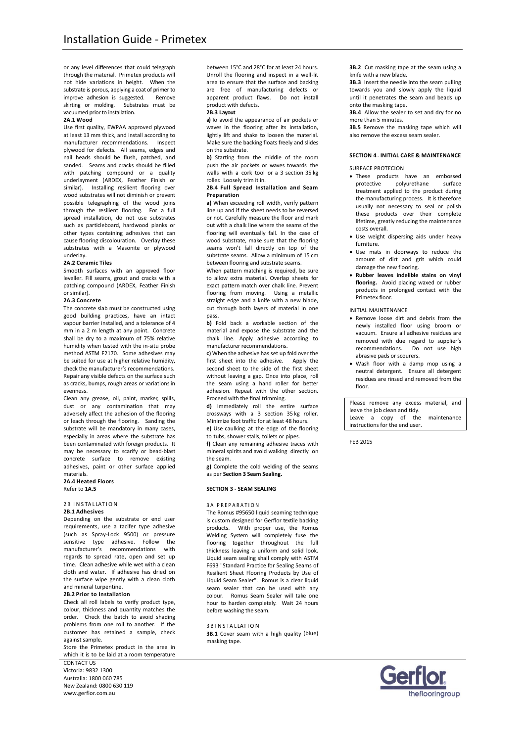or any level differences that could telegraph through the material. Primetex products will not hide variations in height. When the substrate is porous, applying a coat of primer to improve adhesion is suggested. Remove skirting or molding. Substrates must be vacuumed prior to installation.

**2A.1 Wood**

Use first quality, EWPAA approved plywood at least 13 mm thick, and install according to manufacturer recommendations. Inspect plywood for defects. All seams, edges and nail heads should be flush, patched, and sanded. Seams and cracks should be filled with patching compound or a quality underlayment (ARDEX, Feather Finish or similar). Installing resilient flooring over wood substrates will not diminish or prevent possible telegraphing of the wood joins through the resilient flooring. For a full spread installation, do not use substrates such as particleboard, hardwood planks or other types containing adhesives that can cause flooring discolouration. Overlay these substrates with a Masonite or plywood underlay.

**2A.2 Ceramic Tiles**

Smooth surfaces with an approved floor leveller. Fill seams, grout and cracks with a patching compound (ARDEX, Feather Finish or similar).

**2A.3 Concrete**

The concrete slab must be constructed using good building practices, have an intact vapour barrier installed, and a tolerance of 4 mm in a 2 m length at any point. Concrete shall be dry to a maximum of 75% relative humidity when tested with the in-situ probe method ASTM F2170. Some adhesives may be suited for use at higher relative humidity, check the manufacturer's recommendations. Repair any visible defects on the surface such as cracks, bumps, rough areas or variations in evenness.

Clean any grease, oil, paint, marker, spills, dust or any contamination that may adversely affect the adhesion of the flooring or leach through the flooring. Sanding the substrate will be mandatory in many cases, especially in areas where the substrate has been contaminated with foreign products. It may be necessary to scarify or bead-blast concrete surface to remove existing adhesives, paint or other surface applied materials.

**2A.4 Heated Floors**

Refer to **1A.5**

## 2B INSTALLATION

**2B.1 Adhesives**

Depending on the substrate or end user requirements, use a tacifer type adhesive (such as Spray-Lock 9500) or pressure sensitive type adhesive. Follow the manufacturer's recommendations with regards to spread rate, open and set up time. Clean adhesive while wet with a clean cloth and water. If adhesive has dried on the surface wipe gently with a clean cloth and mineral turpentine.

**2B.2 Prior to Installation**

Check all roll labels to verify product type, colour, thickness and quantity matches the order. Check the batch to avoid shading problems from one roll to another. If the customer has retained a sample, check against sample.

Store the Primetex product in the area in which it is to be laid at a room temperature between 15°C and 28°C for at least 24 hours. Unroll the flooring and inspect in a well-lit area to ensure that the surface and backing are free of manufacturing defects or apparent product flaws. Do not install product with defects.

**2B.3 Layout**

**a)** To avoid the appearance of air pockets or waves in the flooring after its installation, lightly lift and shake to loosen the material. Make sure the backing floats freely and slides on the substrate.

**b)** Starting from the middle of the room push the air pockets or waves towards the walls with a cork tool or a 3 section 35 kg roller. Loosely trim it in.

**2B.4 Full Spread Installation and Seam Preparation**

**a)** When exceeding roll width, verify pattern line up and if the sheet needs to be reversed or not. Carefully measure the floor and mark out with a chalk line where the seams of the flooring will eventually fall. In the case of wood substrate, make sure that the flooring seams won't fall directly on top of the substrate seams. Allow a minimum of 15 cm between flooring and substrate seams.

When pattern matching is required, be sure to allow extra material. Overlap sheets for exact pattern match over chalk line. Prevent flooring from moving. Using a metallic straight edge and a knife with a new blade, cut through both layers of material in one pass.

**b)** Fold back a workable section of the material and expose the substrate and the chalk line. Apply adhesive according to manufacturer recommendations.

**c)** When the adhesive has set up fold over the first sheet into the adhesive. Apply the second sheet to the side of the first sheet without leaving a gap. Once into place, roll the seam using a hand roller for better adhesion. Repeat with the other section. Proceed with the final trimming.

**d)** Immediately roll the entire surface crossways with a 3 section 35 kg roller. Minimize foot traffic for at least 48 hours.

**e)** Use caulking at the edge of the flooring to tubs, shower stalls, toilets or pipes.

**f)** Clean any remaining adhesive traces with mineral spirits and avoid walking directly on the seam.

**g)** Complete the cold welding of the seams as per **Section 3 Seam Sealing.**

## SECTION 3 - SEAM SEALING

### 3A PREPARATION

The Romus #95650 liquid seaming technique is custom designed for Gerflor textile backing products. With proper use, the Romus Welding System will completely fuse the flooring together throughout the full thickness leaving a uniform and solid look. Liquid seam sealing shall comply with ASTM F693 "Standard Practice for Sealing Seams of Resilient Sheet Flooring Products by Use of Liquid Seam Sealer". Romus is a clear liquid seam sealer that can be used with any colour. Romus Seam Sealer will take one hour to harden completely. Wait 24 hours before washing the seam.

### 3B INSTALLATION

**3B.1** Cover seam with a high quality (blue) masking tape.

**3B.2** Cut masking tape at the seam using a knife with a new blade.

**3B.3** Insert the needle into the seam pulling towards you and slowly apply the liquid until it penetrates the seam and beads up onto the masking tape.

**3B.4** Allow the sealer to set and dry for no more than 5 minutes.

**3B.5** Remove the masking tape which will also remove the excess seam sealer.

## SECTION 4 - INITIAL CARE & MAINTENANCE

SURFACE PROTECION

- These products have an embossed protective polyurethane surface treatment applied to the product during the manufacturing process. It is therefore usually not necessary to seal or polish these products over their complete lifetime, greatly reducing the maintenance costs overall.
- Use weight dispersing aids under heavy furniture.
- Use mats in doorways to reduce the amount of dirt and grit which could damage the new flooring.
- **Rubber leaves indelible stains on vinyl flooring.** Avoid placing waxed or rubber products in prolonged contact with the Primetex floor.

INITIAL MAINTENANCE

- Remove loose dirt and debris from the newly installed floor using broom or vacuum. Ensure all adhesive residues are removed with due regard to supplier's recommendations. Do not use high abrasive pads or scourers.
- Wash floor with a damp mop using a neutral detergent. Ensure all detergent residues are rinsed and removed from the floor.

Please remove any excess material, and leave the job clean and tidy.
Leave a copy of the maintenance instructions for the end user.

FEB 2015

CONTACT US
Victoria: 9832 1300
Australia: 1800 060 785
New Zealand: 0800 630 119
www.gerflor.com.au

Gerflor theflooringroup